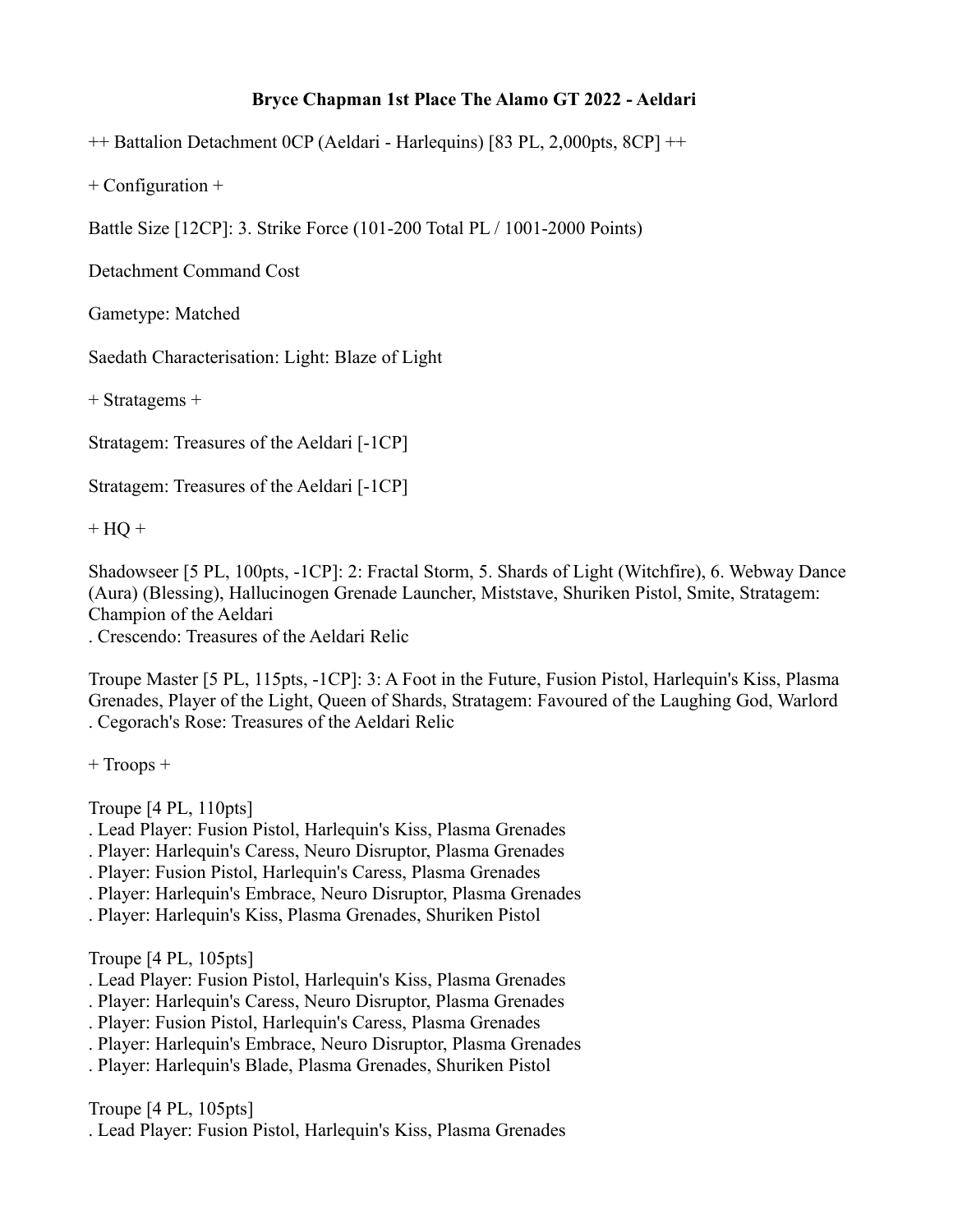**Bryce Chapman 1st Place The Alamo GT 2022 - Aeldari**

++ Battalion Detachment 0CP (Aeldari - Harlequins) [83 PL, 2,000pts, 8CP] ++

+ Configuration +

Battle Size [12CP]: 3. Strike Force (101-200 Total PL / 1001-2000 Points)

Detachment Command Cost

Gametype: Matched

Saedath Characterisation: Light: Blaze of Light

+ Stratagems +

Stratagem: Treasures of the Aeldari [-1CP]

Stratagem: Treasures of the Aeldari [-1CP]

+ HQ +

Shadowseer [5 PL, 100pts, -1CP]: 2: Fractal Storm, 5. Shards of Light (Witchfire), 6. Webway Dance (Aura) (Blessing), Hallucinogen Grenade Launcher, Miststave, Shuriken Pistol, Smite, Stratagem: Champion of the Aeldari
. Crescendo: Treasures of the Aeldari Relic

Troupe Master [5 PL, 115pts, -1CP]: 3: A Foot in the Future, Fusion Pistol, Harlequin's Kiss, Plasma Grenades, Player of the Light, Queen of Shards, Stratagem: Favoured of the Laughing God, Warlord
. Cegorach's Rose: Treasures of the Aeldari Relic

+ Troops +

Troupe [4 PL, 110pts]
. Lead Player: Fusion Pistol, Harlequin's Kiss, Plasma Grenades
. Player: Harlequin's Caress, Neuro Disruptor, Plasma Grenades
. Player: Fusion Pistol, Harlequin's Caress, Plasma Grenades
. Player: Harlequin's Embrace, Neuro Disruptor, Plasma Grenades
. Player: Harlequin's Kiss, Plasma Grenades, Shuriken Pistol

Troupe [4 PL, 105pts]
. Lead Player: Fusion Pistol, Harlequin's Kiss, Plasma Grenades
. Player: Harlequin's Caress, Neuro Disruptor, Plasma Grenades
. Player: Fusion Pistol, Harlequin's Caress, Plasma Grenades
. Player: Harlequin's Embrace, Neuro Disruptor, Plasma Grenades
. Player: Harlequin's Blade, Plasma Grenades, Shuriken Pistol

Troupe [4 PL, 105pts]
. Lead Player: Fusion Pistol, Harlequin's Kiss, Plasma Grenades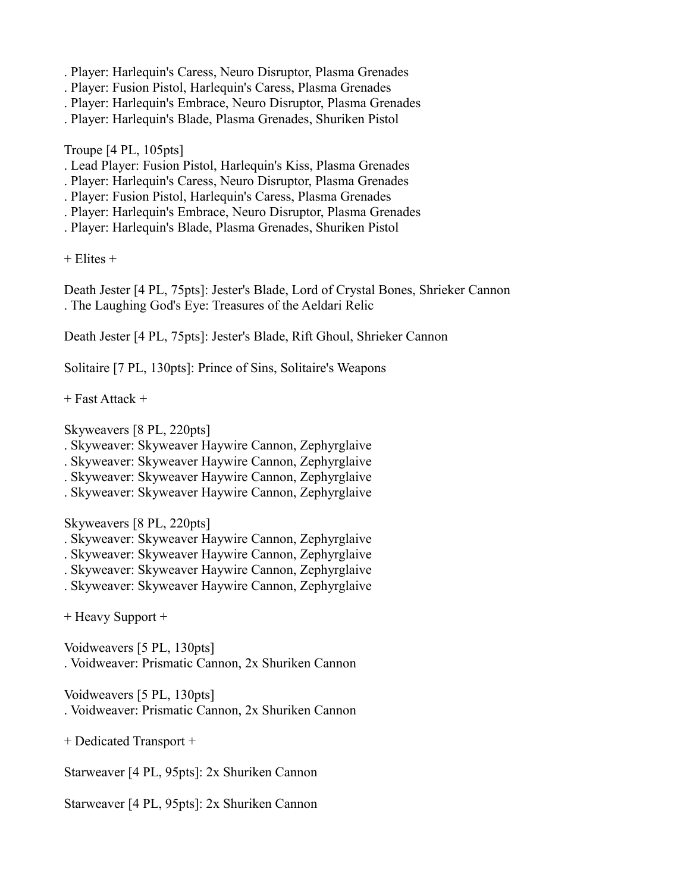. Player: Harlequin's Caress, Neuro Disruptor, Plasma Grenades
. Player: Fusion Pistol, Harlequin's Caress, Plasma Grenades
. Player: Harlequin's Embrace, Neuro Disruptor, Plasma Grenades
. Player: Harlequin's Blade, Plasma Grenades, Shuriken Pistol

Troupe [4 PL, 105pts]
. Lead Player: Fusion Pistol, Harlequin's Kiss, Plasma Grenades
. Player: Harlequin's Caress, Neuro Disruptor, Plasma Grenades
. Player: Fusion Pistol, Harlequin's Caress, Plasma Grenades
. Player: Harlequin's Embrace, Neuro Disruptor, Plasma Grenades
. Player: Harlequin's Blade, Plasma Grenades, Shuriken Pistol

+ Elites +

Death Jester [4 PL, 75pts]: Jester's Blade, Lord of Crystal Bones, Shrieker Cannon
. The Laughing God's Eye: Treasures of the Aeldari Relic

Death Jester [4 PL, 75pts]: Jester's Blade, Rift Ghoul, Shrieker Cannon

Solitaire [7 PL, 130pts]: Prince of Sins, Solitaire's Weapons

+ Fast Attack +

Skyweavers [8 PL, 220pts]
. Skyweaver: Skyweaver Haywire Cannon, Zephyrglaive
. Skyweaver: Skyweaver Haywire Cannon, Zephyrglaive
. Skyweaver: Skyweaver Haywire Cannon, Zephyrglaive
. Skyweaver: Skyweaver Haywire Cannon, Zephyrglaive

Skyweavers [8 PL, 220pts]
. Skyweaver: Skyweaver Haywire Cannon, Zephyrglaive
. Skyweaver: Skyweaver Haywire Cannon, Zephyrglaive
. Skyweaver: Skyweaver Haywire Cannon, Zephyrglaive
. Skyweaver: Skyweaver Haywire Cannon, Zephyrglaive

+ Heavy Support +

Voidweavers [5 PL, 130pts]
. Voidweaver: Prismatic Cannon, 2x Shuriken Cannon

Voidweavers [5 PL, 130pts]
. Voidweaver: Prismatic Cannon, 2x Shuriken Cannon

+ Dedicated Transport +

Starweaver [4 PL, 95pts]: 2x Shuriken Cannon

Starweaver [4 PL, 95pts]: 2x Shuriken Cannon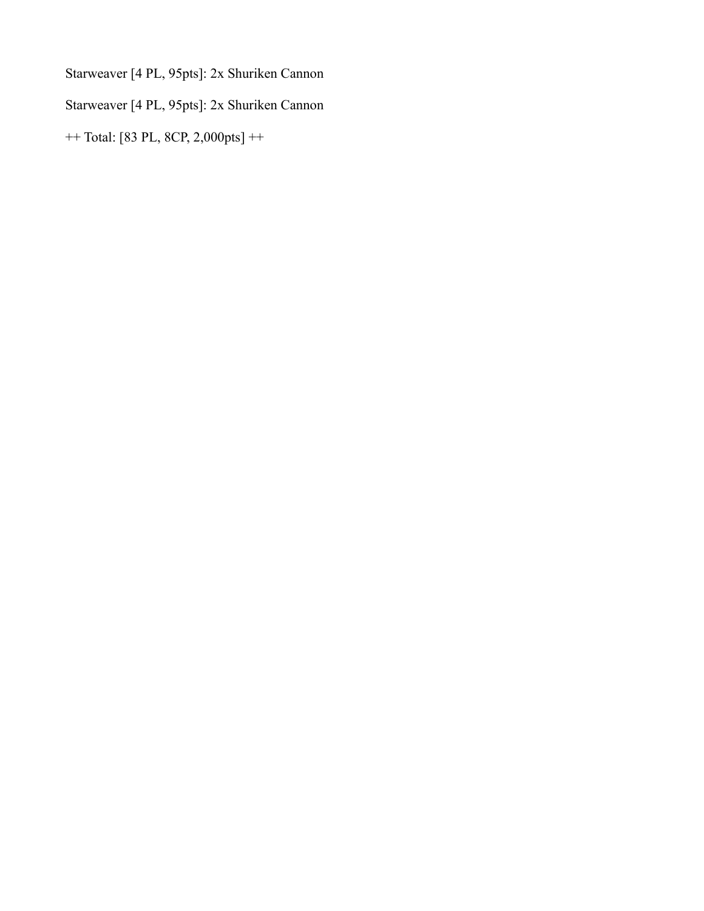Starweaver [4 PL, 95pts]: 2x Shuriken Cannon

Starweaver [4 PL, 95pts]: 2x Shuriken Cannon

++ Total: [83 PL, 8CP, 2,000pts] ++